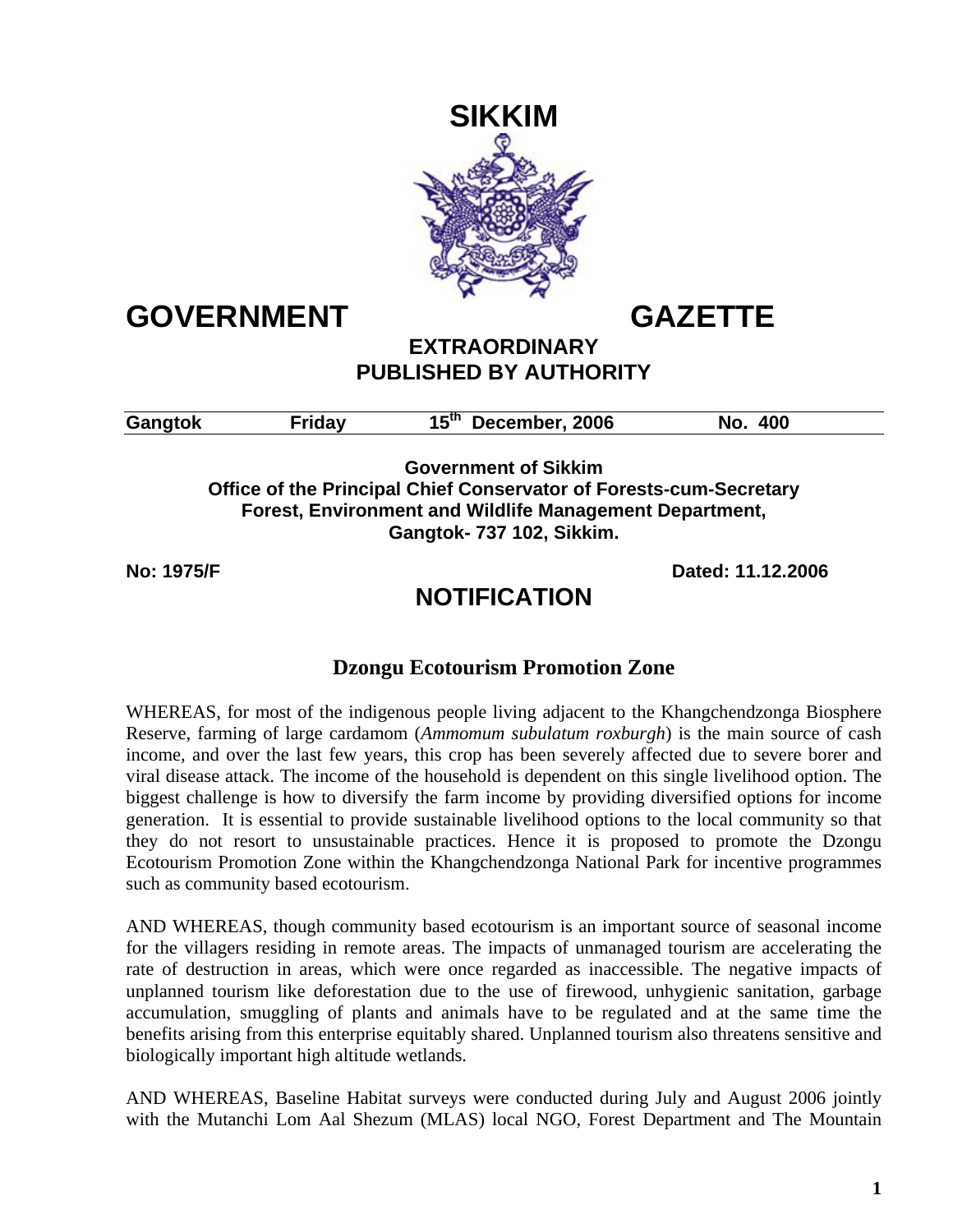# SIKKIM

# GOVERNMENT GAZETTE

## EXTRAORDINARY
## PUBLISHED BY AUTHORITY

**Gangtok** | **Friday** | **15th December, 2006** | **No. 400**

**Government of Sikkim**
**Office of the Principal Chief Conservator of Forests-cum-Secretary**
**Forest, Environment and Wildlife Management Department,**
**Gangtok- 737 102, Sikkim.**

**No: 1975/F** | **Dated: 11.12.2006**

## NOTIFICATION

### Dzongu Ecotourism Promotion Zone

WHEREAS, for most of the indigenous people living adjacent to the Khangchendzonga Biosphere Reserve, farming of large cardamom (*Ammomum subulatum roxburgh*) is the main source of cash income, and over the last few years, this crop has been severely affected due to severe borer and viral disease attack. The income of the household is dependent on this single livelihood option. The biggest challenge is how to diversify the farm income by providing diversified options for income generation. It is essential to provide sustainable livelihood options to the local community so that they do not resort to unsustainable practices. Hence it is proposed to promote the Dzongu Ecotourism Promotion Zone within the Khangchendzonga National Park for incentive programmes such as community based ecotourism.

AND WHEREAS, though community based ecotourism is an important source of seasonal income for the villagers residing in remote areas. The impacts of unmanaged tourism are accelerating the rate of destruction in areas, which were once regarded as inaccessible. The negative impacts of unplanned tourism like deforestation due to the use of firewood, unhygienic sanitation, garbage accumulation, smuggling of plants and animals have to be regulated and at the same time the benefits arising from this enterprise equitably shared. Unplanned tourism also threatens sensitive and biologically important high altitude wetlands.

AND WHEREAS, Baseline Habitat surveys were conducted during July and August 2006 jointly with the Mutanchi Lom Aal Shezum (MLAS) local NGO, Forest Department and The Mountain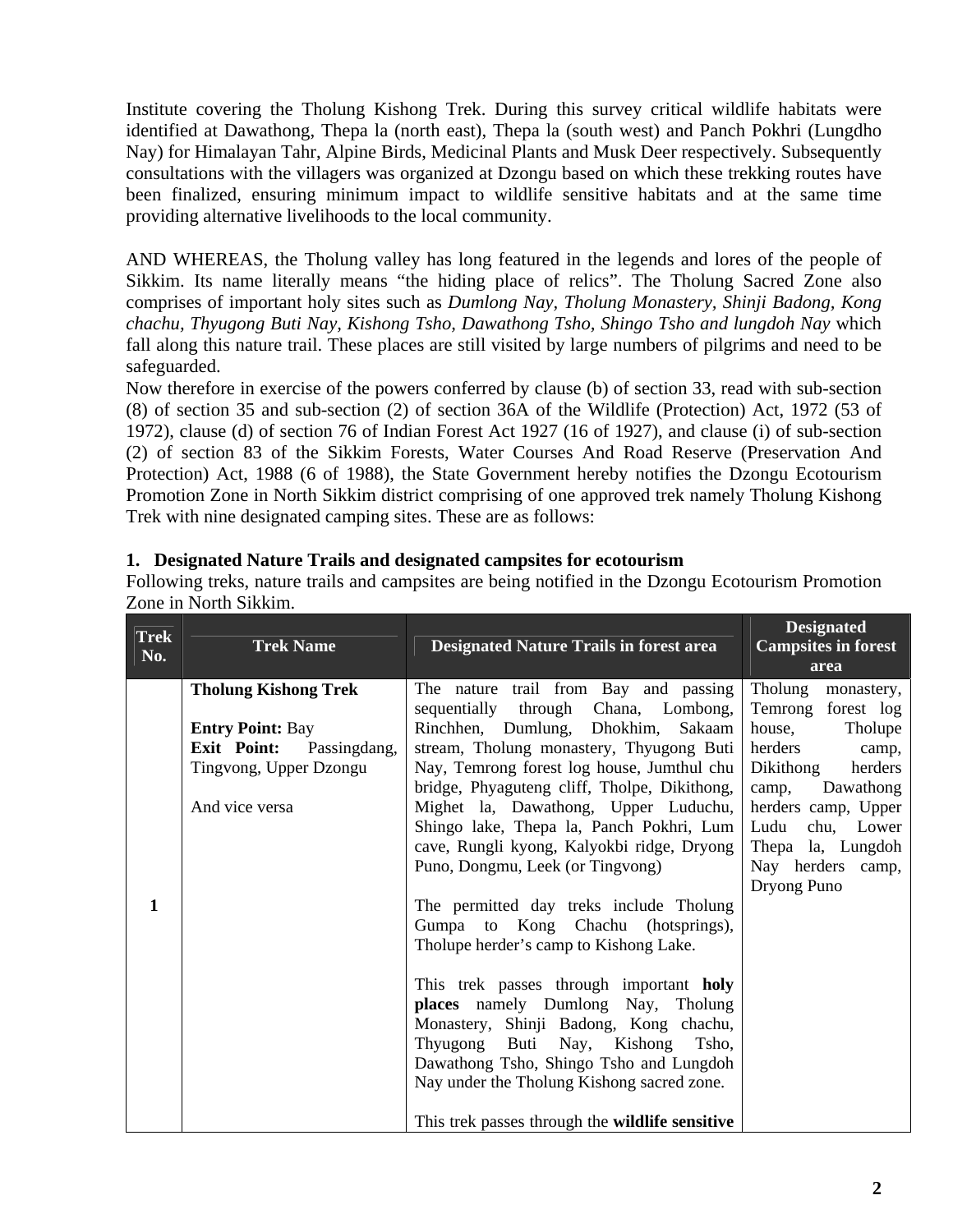Institute covering the Tholung Kishong Trek. During this survey critical wildlife habitats were identified at Dawathong, Thepa la (north east), Thepa la (south west) and Panch Pokhri (Lungdho Nay) for Himalayan Tahr, Alpine Birds, Medicinal Plants and Musk Deer respectively. Subsequently consultations with the villagers was organized at Dzongu based on which these trekking routes have been finalized, ensuring minimum impact to wildlife sensitive habitats and at the same time providing alternative livelihoods to the local community.

AND WHEREAS, the Tholung valley has long featured in the legends and lores of the people of Sikkim. Its name literally means "the hiding place of relics". The Tholung Sacred Zone also comprises of important holy sites such as *Dumlong Nay*, *Tholung Monastery*, *Shinji Badong*, *Kong chachu, Thyugong Buti Nay, Kishong Tsho, Dawathong Tsho*, *Shingo Tsho and lungdoh Nay* which fall along this nature trail. These places are still visited by large numbers of pilgrims and need to be safeguarded.

Now therefore in exercise of the powers conferred by clause (b) of section 33, read with sub-section (8) of section 35 and sub-section (2) of section 36A of the Wildlife (Protection) Act, 1972 (53 of 1972), clause (d) of section 76 of Indian Forest Act 1927 (16 of 1927), and clause (i) of sub-section (2) of section 83 of the Sikkim Forests, Water Courses And Road Reserve (Preservation And Protection) Act, 1988 (6 of 1988), the State Government hereby notifies the Dzongu Ecotourism Promotion Zone in North Sikkim district comprising of one approved trek namely Tholung Kishong Trek with nine designated camping sites. These are as follows:

## 1. Designated Nature Trails and designated campsites for ecotourism

Following treks, nature trails and campsites are being notified in the Dzongu Ecotourism Promotion Zone in North Sikkim.

| Trek No. | Trek Name | Designated Nature Trails in forest area | Designated Campsites in forest area |
|---|---|---|---|
| 1 | **Tholung Kishong Trek**<br><br>**Entry Point:** Bay<br>**Exit Point:** Passingdang, Tingvong, Upper Dzongu<br><br>And vice versa | The nature trail from Bay and passing sequentially through Chana, Lombong, Rinchhen, Dumlung, Dhokhim, Sakaam stream, Tholung monastery, Thyugong Buti Nay, Temrong forest log house, Jumthul chu bridge, Phyaguteng cliff, Tholpe, Dikithong, Mighet la, Dawathong, Upper Luduchu, Shingo lake, Thepa la, Panch Pokhri, Lum cave, Rungli kyong, Kalyokbi ridge, Dryong Puno, Dongmu, Leek (or Tingvong)<br><br>The permitted day treks include Tholung Gumpa to Kong Chachu (hotsprings), Tholupe herder's camp to Kishong Lake.<br><br>This trek passes through important **holy places** namely Dumlong Nay, Tholung Monastery, Shinji Badong, Kong chachu, Thyugong Buti Nay, Kishong Tsho, Dawathong Tsho, Shingo Tsho and Lungdoh Nay under the Tholung Kishong sacred zone.<br><br>This trek passes through the **wildlife sensitive** | Tholung monastery, Temrong forest log house, Tholupe herders camp, Dikithong herders camp, Dawathong herders camp, Upper Ludu chu, Lower Thepa la, Lungdoh Nay herders camp, Dryong Puno |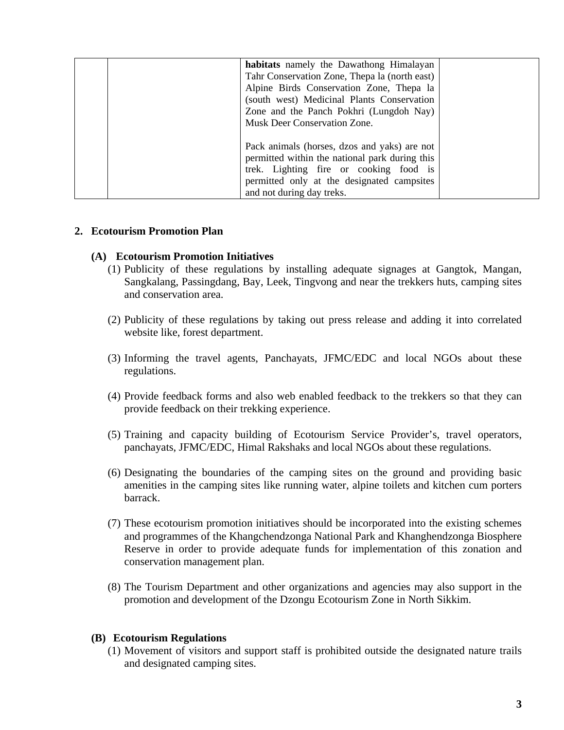|  |  | **habitats** namely the Dawathong Himalayan Tahr Conservation Zone, Thepa la (north east) Alpine Birds Conservation Zone, Thepa la (south west) Medicinal Plants Conservation Zone and the Panch Pokhri (Lungdoh Nay) Musk Deer Conservation Zone.<br><br>Pack animals (horses, dzos and yaks) are not permitted within the national park during this trek. Lighting fire or cooking food is permitted only at the designated campsites and not during day treks. |  |
|---|---|---|---|

## 2. Ecotourism Promotion Plan

### (A) Ecotourism Promotion Initiatives

(1) Publicity of these regulations by installing adequate signages at Gangtok, Mangan, Sangkalang, Passingdang, Bay, Leek, Tingvong and near the trekkers huts, camping sites and conservation area.

(2) Publicity of these regulations by taking out press release and adding it into correlated website like, forest department.

(3) Informing the travel agents, Panchayats, JFMC/EDC and local NGOs about these regulations.

(4) Provide feedback forms and also web enabled feedback to the trekkers so that they can provide feedback on their trekking experience.

(5) Training and capacity building of Ecotourism Service Provider's, travel operators, panchayats, JFMC/EDC, Himal Rakshaks and local NGOs about these regulations.

(6) Designating the boundaries of the camping sites on the ground and providing basic amenities in the camping sites like running water, alpine toilets and kitchen cum porters barrack.

(7) These ecotourism promotion initiatives should be incorporated into the existing schemes and programmes of the Khangchendzonga National Park and Khanghendzonga Biosphere Reserve in order to provide adequate funds for implementation of this zonation and conservation management plan.

(8) The Tourism Department and other organizations and agencies may also support in the promotion and development of the Dzongu Ecotourism Zone in North Sikkim.

### (B) Ecotourism Regulations

(1) Movement of visitors and support staff is prohibited outside the designated nature trails and designated camping sites.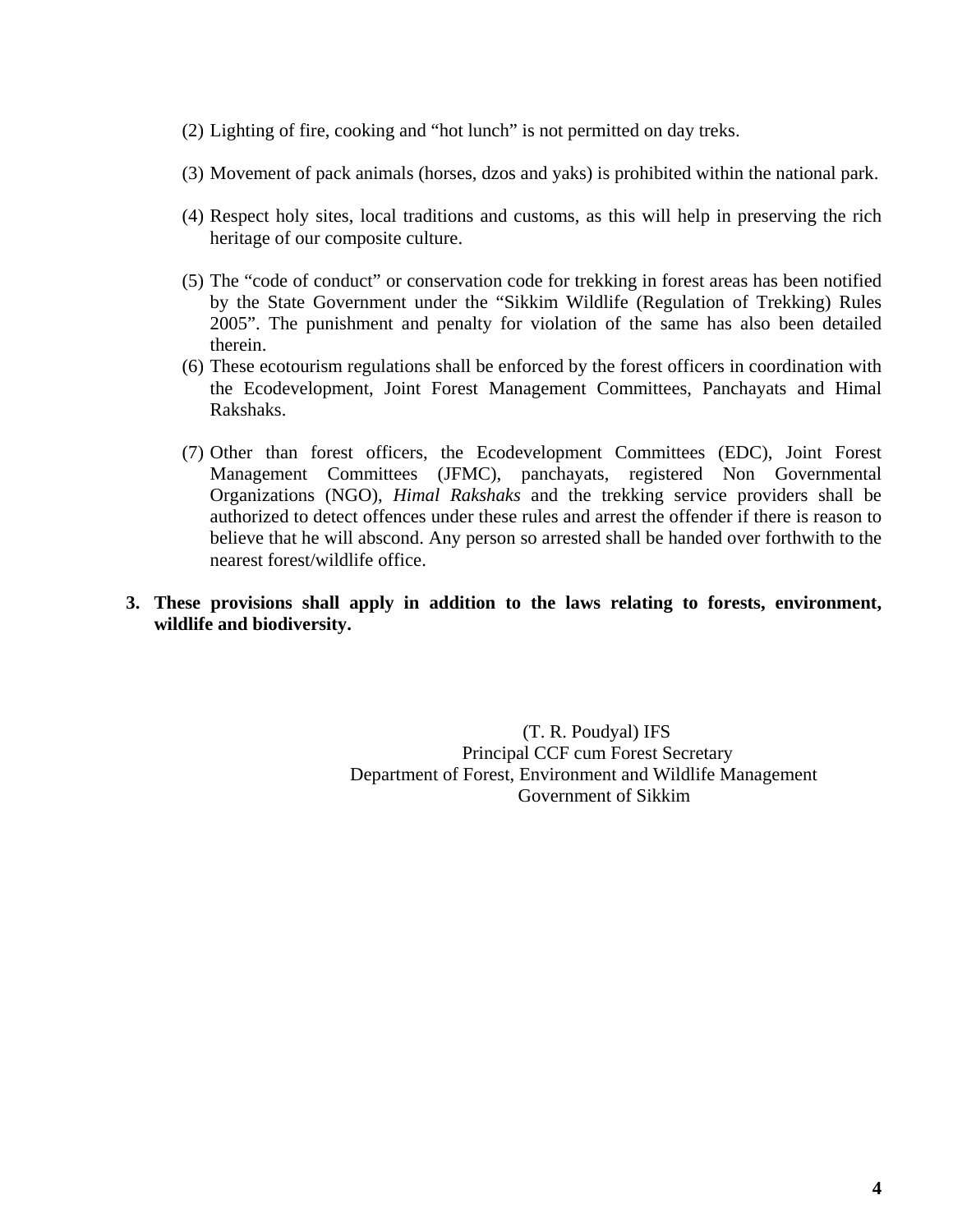(2) Lighting of fire, cooking and "hot lunch" is not permitted on day treks.

(3) Movement of pack animals (horses, dzos and yaks) is prohibited within the national park.

(4) Respect holy sites, local traditions and customs, as this will help in preserving the rich heritage of our composite culture.

(5) The "code of conduct" or conservation code for trekking in forest areas has been notified by the State Government under the "Sikkim Wildlife (Regulation of Trekking) Rules 2005". The punishment and penalty for violation of the same has also been detailed therein.

(6) These ecotourism regulations shall be enforced by the forest officers in coordination with the Ecodevelopment, Joint Forest Management Committees, Panchayats and Himal Rakshaks.

(7) Other than forest officers, the Ecodevelopment Committees (EDC), Joint Forest Management Committees (JFMC), panchayats, registered Non Governmental Organizations (NGO), *Himal Rakshaks* and the trekking service providers shall be authorized to detect offences under these rules and arrest the offender if there is reason to believe that he will abscond. Any person so arrested shall be handed over forthwith to the nearest forest/wildlife office.

**3. These provisions shall apply in addition to the laws relating to forests, environment, wildlife and biodiversity.**

(T. R. Poudyal) IFS
Principal CCF cum Forest Secretary
Department of Forest, Environment and Wildlife Management
Government of Sikkim